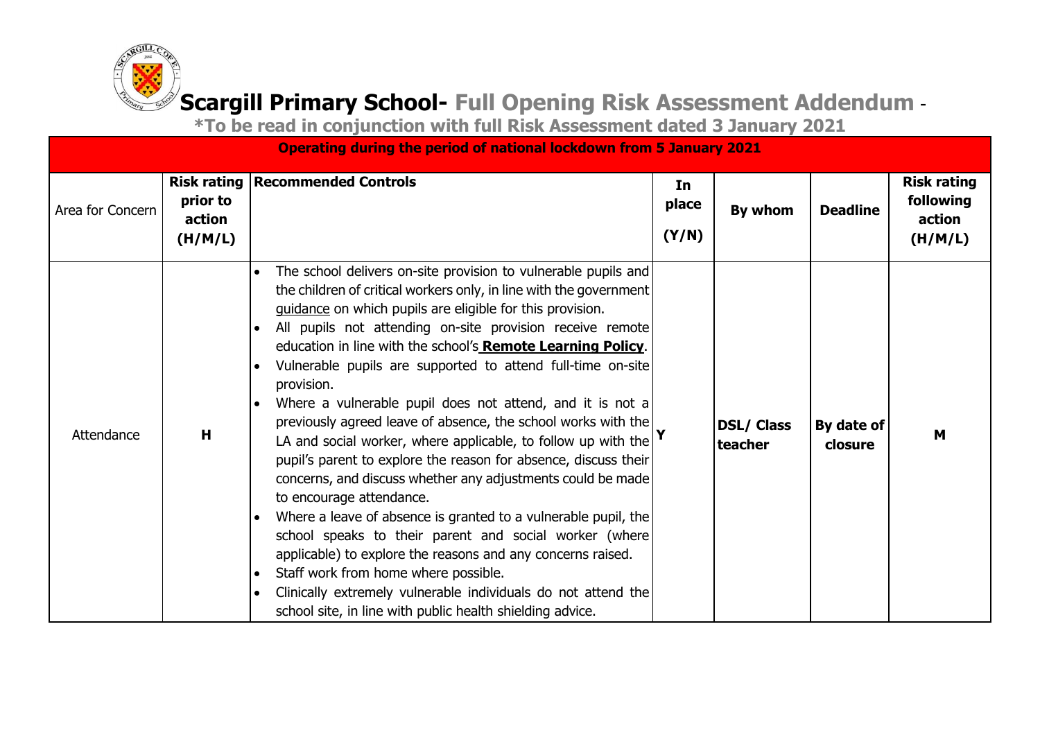# Scargill Primary School- Full Opening Risk Assessment Addendum -

**\*To be read in conjunction with full Risk Assessment dated 3 January 2021**

| Operating during the period of national lockdown from 5 January 2021 | | | | | | |
|---|---|---|---|---|---|---|
| Area for Concern | **Risk rating prior to action (H/M/L)** | **Recommended Controls** | **In place (Y/N)** | **By whom** | **Deadline** | **Risk rating following action (H/M/L)** |
| Attendance | **H** | • The school delivers on-site provision to vulnerable pupils and the children of critical workers only, in line with the government guidance on which pupils are eligible for this provision.<br>• All pupils not attending on-site provision receive remote education in line with the school's **Remote Learning Policy**.<br>• Vulnerable pupils are supported to attend full-time on-site provision.<br>• Where a vulnerable pupil does not attend, and it is not a previously agreed leave of absence, the school works with the LA and social worker, where applicable, to follow up with the pupil's parent to explore the reason for absence, discuss their concerns, and discuss whether any adjustments could be made to encourage attendance.<br>• Where a leave of absence is granted to a vulnerable pupil, the school speaks to their parent and social worker (where applicable) to explore the reasons and any concerns raised.<br>• Staff work from home where possible.<br>• Clinically extremely vulnerable individuals do not attend the school site, in line with public health shielding advice. | **Y** | **DSL/ Class teacher** | **By date of closure** | **M** |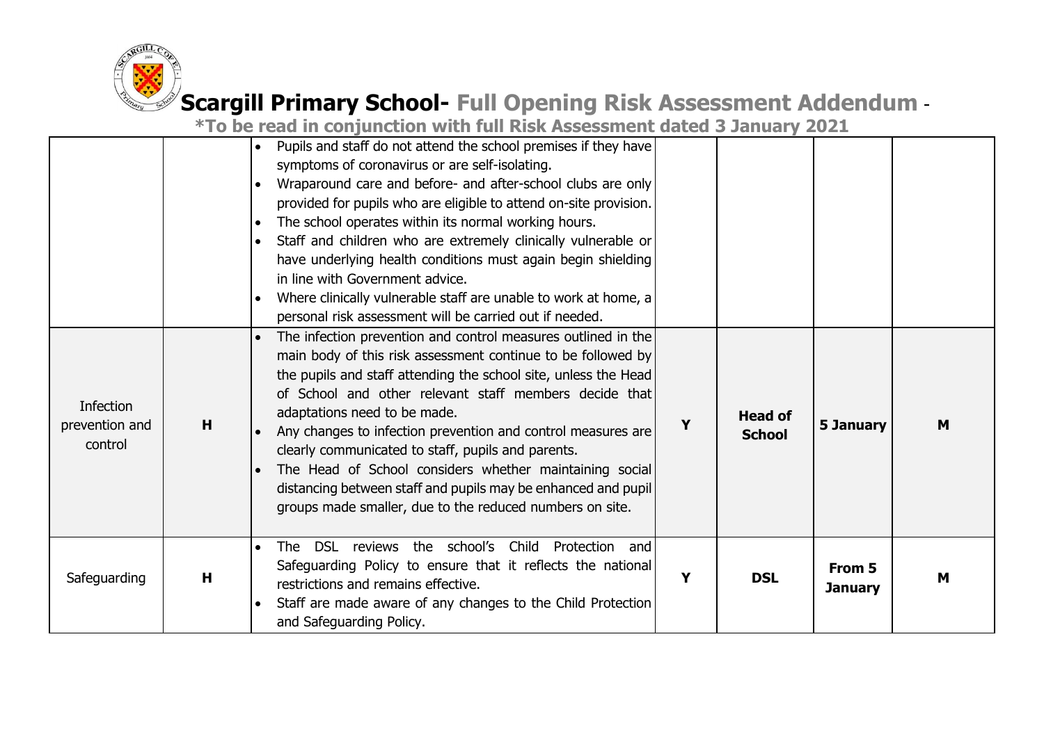# Scargill Primary School- Full Opening Risk Assessment Addendum -

**\*To be read in conjunction with full Risk Assessment dated 3 January 2021**

| | | | | | | |
|---|---|---|---|---|---|---|
| | | • Pupils and staff do not attend the school premises if they have symptoms of coronavirus or are self-isolating.<br>• Wraparound care and before- and after-school clubs are only provided for pupils who are eligible to attend on-site provision.<br>• The school operates within its normal working hours.<br>• Staff and children who are extremely clinically vulnerable or have underlying health conditions must again begin shielding in line with Government advice.<br>• Where clinically vulnerable staff are unable to work at home, a personal risk assessment will be carried out if needed. | | | | |
| Infection prevention and control | **H** | • The infection prevention and control measures outlined in the main body of this risk assessment continue to be followed by the pupils and staff attending the school site, unless the Head of School and other relevant staff members decide that adaptations need to be made.<br>• Any changes to infection prevention and control measures are clearly communicated to staff, pupils and parents.<br>• The Head of School considers whether maintaining social distancing between staff and pupils may be enhanced and pupil groups made smaller, due to the reduced numbers on site. | **Y** | **Head of School** | **5 January** | **M** |
| Safeguarding | **H** | • The DSL reviews the school's Child Protection and Safeguarding Policy to ensure that it reflects the national restrictions and remains effective.<br>• Staff are made aware of any changes to the Child Protection and Safeguarding Policy. | **Y** | **DSL** | **From 5 January** | **M** |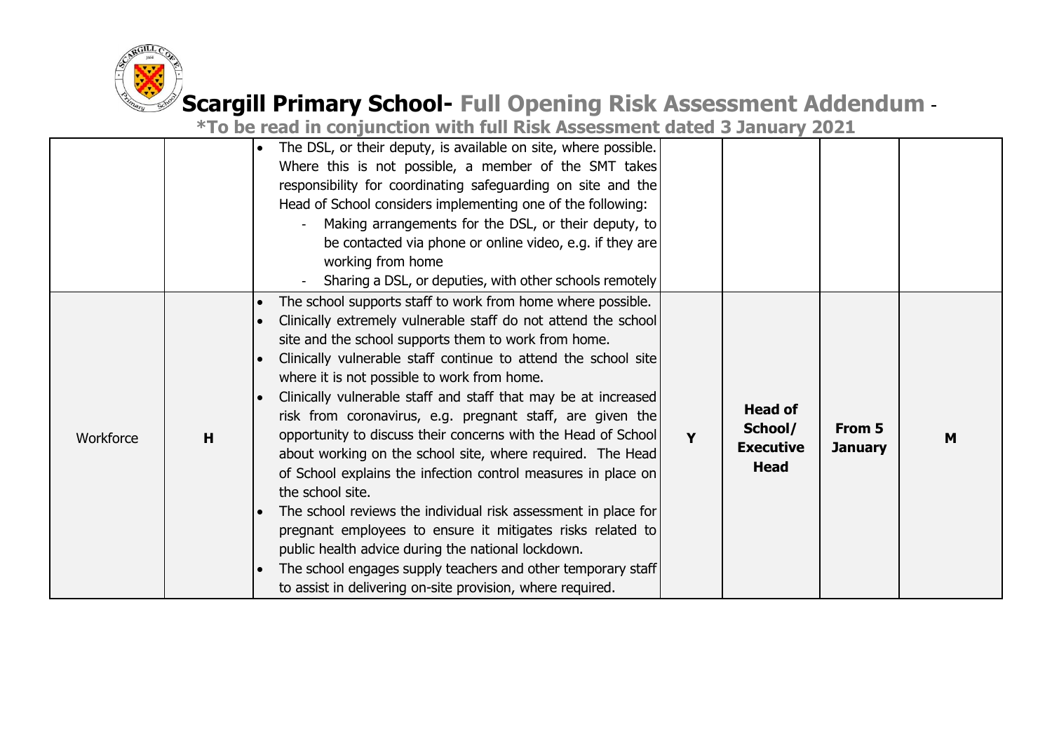# Scargill Primary School- Full Opening Risk Assessment Addendum -

**\*To be read in conjunction with full Risk Assessment dated 3 January 2021**

| | | | | | | |
|---|---|---|---|---|---|---|
| | | • The DSL, or their deputy, is available on site, where possible. Where this is not possible, a member of the SMT takes responsibility for coordinating safeguarding on site and the Head of School considers implementing one of the following:<br>- Making arrangements for the DSL, or their deputy, to be contacted via phone or online video, e.g. if they are working from home<br>- Sharing a DSL, or deputies, with other schools remotely | | | | |
| Workforce | **H** | • The school supports staff to work from home where possible.<br>• Clinically extremely vulnerable staff do not attend the school site and the school supports them to work from home.<br>• Clinically vulnerable staff continue to attend the school site where it is not possible to work from home.<br>• Clinically vulnerable staff and staff that may be at increased risk from coronavirus, e.g. pregnant staff, are given the opportunity to discuss their concerns with the Head of School about working on the school site, where required. The Head of School explains the infection control measures in place on the school site.<br>• The school reviews the individual risk assessment in place for pregnant employees to ensure it mitigates risks related to public health advice during the national lockdown.<br>• The school engages supply teachers and other temporary staff to assist in delivering on-site provision, where required. | **Y** | **Head of School/ Executive Head** | **From 5 January** | **M** |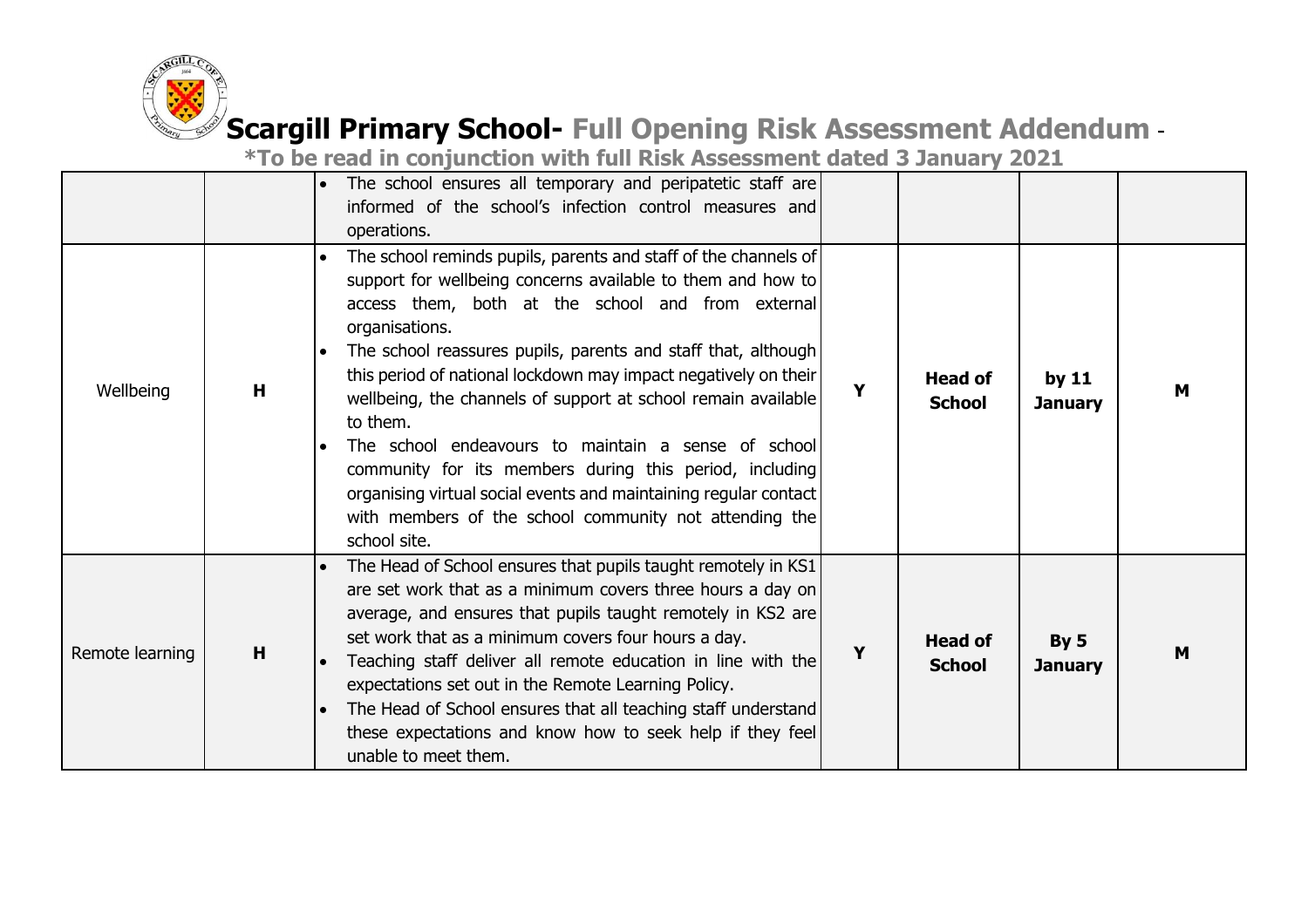| | | | | | | |
|---|---|---|---|---|---|---|
| | | • The school ensures all temporary and peripatetic staff are informed of the school's infection control measures and operations. | | | | |
| Wellbeing | **H** | • The school reminds pupils, parents and staff of the channels of support for wellbeing concerns available to them and how to access them, both at the school and from external organisations.<br>• The school reassures pupils, parents and staff that, although this period of national lockdown may impact negatively on their wellbeing, the channels of support at school remain available to them.<br>• The school endeavours to maintain a sense of school community for its members during this period, including organising virtual social events and maintaining regular contact with members of the school community not attending the school site. | **Y** | **Head of School** | **by 11 January** | **M** |
| Remote learning | **H** | • The Head of School ensures that pupils taught remotely in KS1 are set work that as a minimum covers three hours a day on average, and ensures that pupils taught remotely in KS2 are set work that as a minimum covers four hours a day.<br>• Teaching staff deliver all remote education in line with the expectations set out in the Remote Learning Policy.<br>• The Head of School ensures that all teaching staff understand these expectations and know how to seek help if they feel unable to meet them. | **Y** | **Head of School** | **By 5 January** | **M** |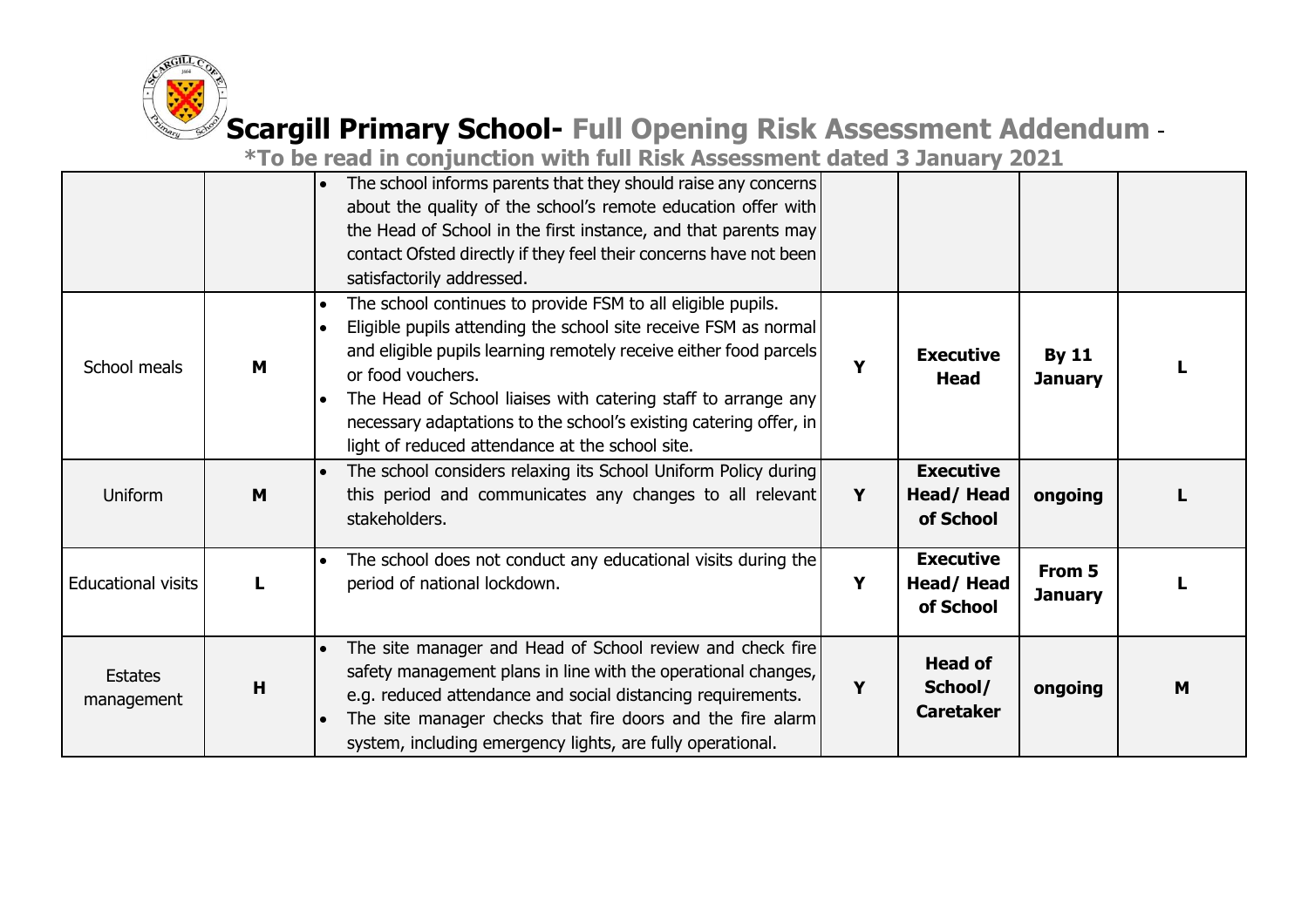# Scargill Primary School- Full Opening Risk Assessment Addendum -

**\*To be read in conjunction with full Risk Assessment dated 3 January 2021**

| | | | | | | |
|---|---|---|---|---|---|---|
| | | • The school informs parents that they should raise any concerns about the quality of the school's remote education offer with the Head of School in the first instance, and that parents may contact Ofsted directly if they feel their concerns have not been satisfactorily addressed. | | | | |
| School meals | **M** | • The school continues to provide FSM to all eligible pupils.<br>• Eligible pupils attending the school site receive FSM as normal and eligible pupils learning remotely receive either food parcels or food vouchers.<br>• The Head of School liaises with catering staff to arrange any necessary adaptations to the school's existing catering offer, in light of reduced attendance at the school site. | **Y** | **Executive Head** | **By 11 January** | **L** |
| Uniform | **M** | • The school considers relaxing its School Uniform Policy during this period and communicates any changes to all relevant stakeholders. | **Y** | **Executive Head/ Head of School** | **ongoing** | **L** |
| Educational visits | **L** | • The school does not conduct any educational visits during the period of national lockdown. | **Y** | **Executive Head/ Head of School** | **From 5 January** | **L** |
| Estates management | **H** | • The site manager and Head of School review and check fire safety management plans in line with the operational changes, e.g. reduced attendance and social distancing requirements.<br>• The site manager checks that fire doors and the fire alarm system, including emergency lights, are fully operational. | **Y** | **Head of School/ Caretaker** | **ongoing** | **M** |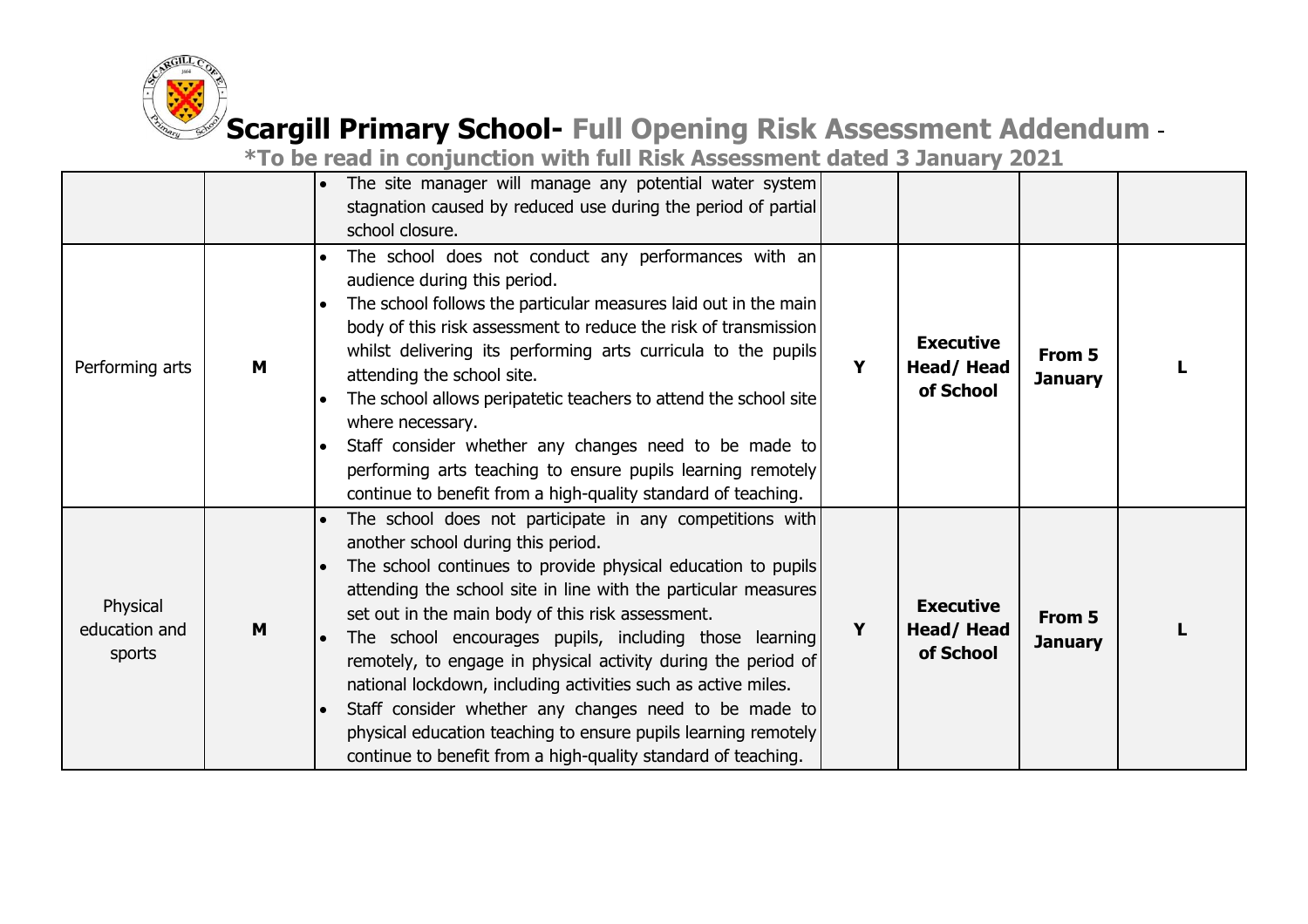# Scargill Primary School- Full Opening Risk Assessment Addendum -

**\*To be read in conjunction with full Risk Assessment dated 3 January 2021**

| | | | | | | |
|---|---|---|---|---|---|---|
| | | • The site manager will manage any potential water system stagnation caused by reduced use during the period of partial school closure. | | | | |
| Performing arts | **M** | • The school does not conduct any performances with an audience during this period.<br>• The school follows the particular measures laid out in the main body of this risk assessment to reduce the risk of transmission whilst delivering its performing arts curricula to the pupils attending the school site.<br>• The school allows peripatetic teachers to attend the school site where necessary.<br>• Staff consider whether any changes need to be made to performing arts teaching to ensure pupils learning remotely continue to benefit from a high-quality standard of teaching. | **Y** | **Executive Head/ Head of School** | **From 5 January** | **L** |
| Physical education and sports | **M** | • The school does not participate in any competitions with another school during this period.<br>• The school continues to provide physical education to pupils attending the school site in line with the particular measures set out in the main body of this risk assessment.<br>• The school encourages pupils, including those learning remotely, to engage in physical activity during the period of national lockdown, including activities such as active miles.<br>• Staff consider whether any changes need to be made to physical education teaching to ensure pupils learning remotely continue to benefit from a high-quality standard of teaching. | **Y** | **Executive Head/ Head of School** | **From 5 January** | **L** |